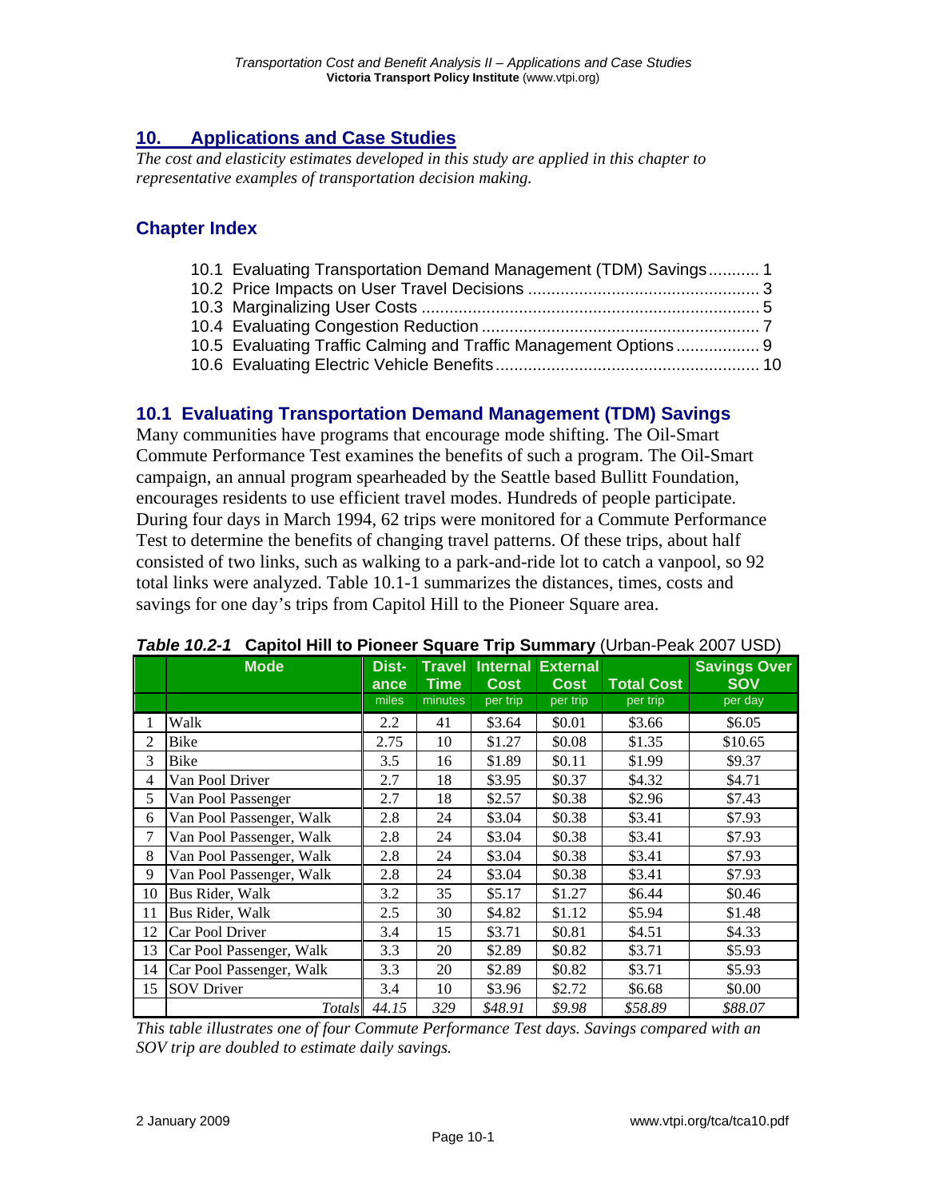## 10. Applications and Case Studies

*The cost and elasticity estimates developed in this study are applied in this chapter to representative examples of transportation decision making.*

### Chapter Index

10.1 Evaluating Transportation Demand Management (TDM) Savings ........... 1
10.2 Price Impacts on User Travel Decisions ........................................... 3
10.3 Marginalizing User Costs ................................................................. 5
10.4 Evaluating Congestion Reduction .................................................... 7
10.5 Evaluating Traffic Calming and Traffic Management Options ............ 9
10.6 Evaluating Electric Vehicle Benefits ................................................. 10

### 10.1 Evaluating Transportation Demand Management (TDM) Savings

Many communities have programs that encourage mode shifting. The Oil-Smart Commute Performance Test examines the benefits of such a program. The Oil-Smart campaign, an annual program spearheaded by the Seattle based Bullitt Foundation, encourages residents to use efficient travel modes. Hundreds of people participate. During four days in March 1994, 62 trips were monitored for a Commute Performance Test to determine the benefits of changing travel patterns. Of these trips, about half consisted of two links, such as walking to a park-and-ride lot to catch a vanpool, so 92 total links were analyzed. Table 10.1-1 summarizes the distances, times, costs and savings for one day's trips from Capitol Hill to the Pioneer Square area.

***Table 10.2-1*** **Capitol Hill to Pioneer Square Trip Summary** (Urban-Peak 2007 USD)

| | Mode | Distance | Travel Time | Internal Cost | External Cost | Total Cost | Savings Over SOV |
|---|---|---|---|---|---|---|---|
| | | miles | minutes | per trip | per trip | per trip | per day |
| 1 | Walk | 2.2 | 41 | $3.64 | $0.01 | $3.66 | $6.05 |
| 2 | Bike | 2.75 | 10 | $1.27 | $0.08 | $1.35 | $10.65 |
| 3 | Bike | 3.5 | 16 | $1.89 | $0.11 | $1.99 | $9.37 |
| 4 | Van Pool Driver | 2.7 | 18 | $3.95 | $0.37 | $4.32 | $4.71 |
| 5 | Van Pool Passenger | 2.7 | 18 | $2.57 | $0.38 | $2.96 | $7.43 |
| 6 | Van Pool Passenger, Walk | 2.8 | 24 | $3.04 | $0.38 | $3.41 | $7.93 |
| 7 | Van Pool Passenger, Walk | 2.8 | 24 | $3.04 | $0.38 | $3.41 | $7.93 |
| 8 | Van Pool Passenger, Walk | 2.8 | 24 | $3.04 | $0.38 | $3.41 | $7.93 |
| 9 | Van Pool Passenger, Walk | 2.8 | 24 | $3.04 | $0.38 | $3.41 | $7.93 |
| 10 | Bus Rider, Walk | 3.2 | 35 | $5.17 | $1.27 | $6.44 | $0.46 |
| 11 | Bus Rider, Walk | 2.5 | 30 | $4.82 | $1.12 | $5.94 | $1.48 |
| 12 | Car Pool Driver | 3.4 | 15 | $3.71 | $0.81 | $4.51 | $4.33 |
| 13 | Car Pool Passenger, Walk | 3.3 | 20 | $2.89 | $0.82 | $3.71 | $5.93 |
| 14 | Car Pool Passenger, Walk | 3.3 | 20 | $2.89 | $0.82 | $3.71 | $5.93 |
| 15 | SOV Driver | 3.4 | 10 | $3.96 | $2.72 | $6.68 | $0.00 |
| | *Totals* | *44.15* | *329* | *$48.91* | *$9.98* | *$58.89* | *$88.07* |

*This table illustrates one of four Commute Performance Test days. Savings compared with an SOV trip are doubled to estimate daily savings.*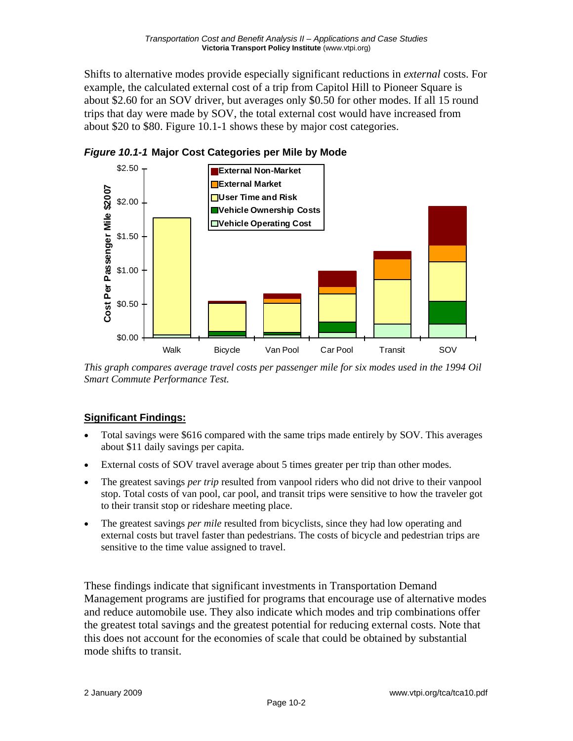Shifts to alternative modes provide especially significant reductions in *external* costs. For example, the calculated external cost of a trip from Capitol Hill to Pioneer Square is about $2.60 for an SOV driver, but averages only $0.50 for other modes. If all 15 round trips that day were made by SOV, the total external cost would have increased from about $20 to $80. Figure 10.1-1 shows these by major cost categories.

***Figure 10.1-1*** **Major Cost Categories per Mile by Mode**

*This graph compares average travel costs per passenger mile for six modes used in the 1994 Oil Smart Commute Performance Test.*

**Significant Findings:**

- Total savings were $616 compared with the same trips made entirely by SOV. This averages about $11 daily savings per capita.
- External costs of SOV travel average about 5 times greater per trip than other modes.
- The greatest savings *per trip* resulted from vanpool riders who did not drive to their vanpool stop. Total costs of van pool, car pool, and transit trips were sensitive to how the traveler got to their transit stop or rideshare meeting place.
- The greatest savings *per mile* resulted from bicyclists, since they had low operating and external costs but travel faster than pedestrians. The costs of bicycle and pedestrian trips are sensitive to the time value assigned to travel.

These findings indicate that significant investments in Transportation Demand Management programs are justified for programs that encourage use of alternative modes and reduce automobile use. They also indicate which modes and trip combinations offer the greatest total savings and the greatest potential for reducing external costs. Note that this does not account for the economies of scale that could be obtained by substantial mode shifts to transit.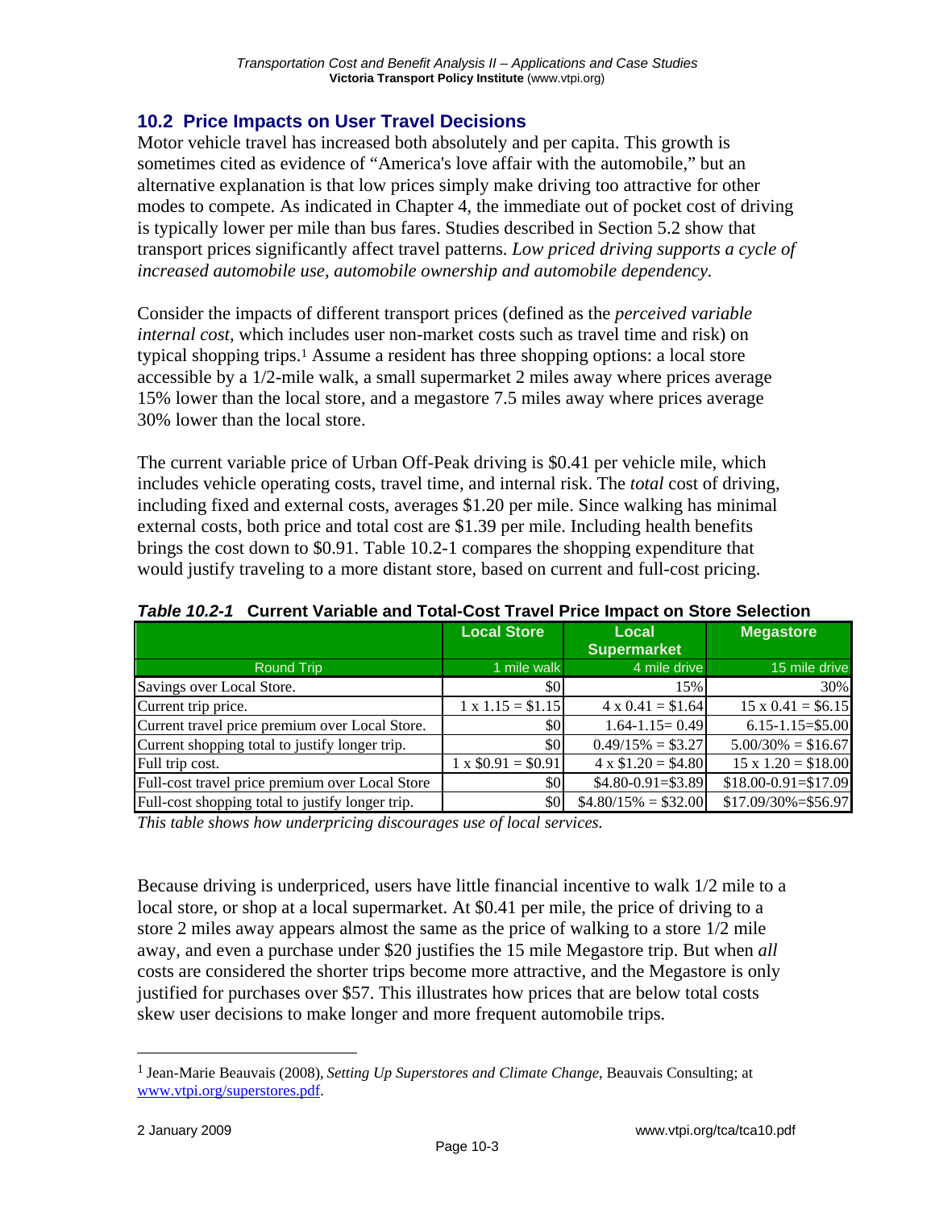## 10.2 Price Impacts on User Travel Decisions

Motor vehicle travel has increased both absolutely and per capita. This growth is sometimes cited as evidence of "America's love affair with the automobile," but an alternative explanation is that low prices simply make driving too attractive for other modes to compete. As indicated in Chapter 4, the immediate out of pocket cost of driving is typically lower per mile than bus fares. Studies described in Section 5.2 show that transport prices significantly affect travel patterns. *Low priced driving supports a cycle of increased automobile use, automobile ownership and automobile dependency.*

Consider the impacts of different transport prices (defined as the *perceived variable internal cost,* which includes user non-market costs such as travel time and risk) on typical shopping trips.[1] Assume a resident has three shopping options: a local store accessible by a 1/2-mile walk, a small supermarket 2 miles away where prices average 15% lower than the local store, and a megastore 7.5 miles away where prices average 30% lower than the local store.

The current variable price of Urban Off-Peak driving is $0.41 per vehicle mile, which includes vehicle operating costs, travel time, and internal risk. The *total* cost of driving, including fixed and external costs, averages $1.20 per mile. Since walking has minimal external costs, both price and total cost are $1.39 per mile. Including health benefits brings the cost down to $0.91. Table 10.2-1 compares the shopping expenditure that would justify traveling to a more distant store, based on current and full-cost pricing.

***Table 10.2-1*** **Current Variable and Total-Cost Travel Price Impact on Store Selection**

| | Local Store | Local Supermarket | Megastore |
|---|---|---|---|
| Round Trip | 1 mile walk | 4 mile drive | 15 mile drive |
| Savings over Local Store. | $0 | 15% | 30% |
| Current trip price. | 1 x 1.15 = $1.15 | 4 x 0.41 = $1.64 | 15 x 0.41 = $6.15 |
| Current travel price premium over Local Store. | $0 | 1.64-1.15= 0.49 | 6.15-1.15=$5.00 |
| Current shopping total to justify longer trip. | $0 | 0.49/15% = $3.27 | 5.00/30% = $16.67 |
| Full trip cost. | 1 x $0.91 = $0.91 | 4 x $1.20 = $4.80 | 15 x 1.20 = $18.00 |
| Full-cost travel price premium over Local Store | $0 | $4.80-0.91=$3.89 | $18.00-0.91=$17.09 |
| Full-cost shopping total to justify longer trip. | $0 | $4.80/15% = $32.00 | $17.09/30%=$56.97 |

*This table shows how underpricing discourages use of local services.*

Because driving is underpriced, users have little financial incentive to walk 1/2 mile to a local store, or shop at a local supermarket. At $0.41 per mile, the price of driving to a store 2 miles away appears almost the same as the price of walking to a store 1/2 mile away, and even a purchase under $20 justifies the 15 mile Megastore trip. But when *all* costs are considered the shorter trips become more attractive, and the Megastore is only justified for purchases over $57. This illustrates how prices that are below total costs skew user decisions to make longer and more frequent automobile trips.

[1] Jean-Marie Beauvais (2008), *Setting Up Superstores and Climate Change*, Beauvais Consulting; at www.vtpi.org/superstores.pdf.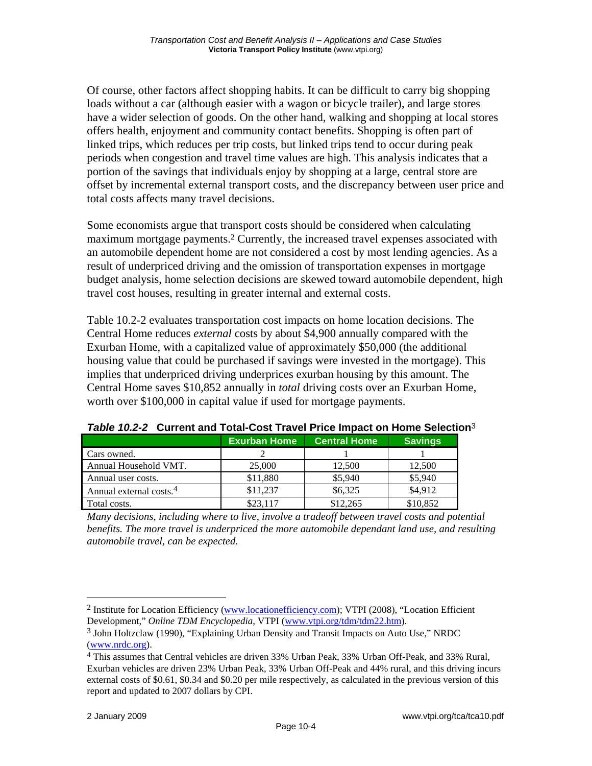Of course, other factors affect shopping habits. It can be difficult to carry big shopping loads without a car (although easier with a wagon or bicycle trailer), and large stores have a wider selection of goods. On the other hand, walking and shopping at local stores offers health, enjoyment and community contact benefits. Shopping is often part of linked trips, which reduces per trip costs, but linked trips tend to occur during peak periods when congestion and travel time values are high. This analysis indicates that a portion of the savings that individuals enjoy by shopping at a large, central store are offset by incremental external transport costs, and the discrepancy between user price and total costs affects many travel decisions.

Some economists argue that transport costs should be considered when calculating maximum mortgage payments.[2] Currently, the increased travel expenses associated with an automobile dependent home are not considered a cost by most lending agencies. As a result of underpriced driving and the omission of transportation expenses in mortgage budget analysis, home selection decisions are skewed toward automobile dependent, high travel cost houses, resulting in greater internal and external costs.

Table 10.2-2 evaluates transportation cost impacts on home location decisions. The Central Home reduces *external* costs by about $4,900 annually compared with the Exurban Home, with a capitalized value of approximately $50,000 (the additional housing value that could be purchased if savings were invested in the mortgage). This implies that underpriced driving underprices exurban housing by this amount. The Central Home saves $10,852 annually in *total* driving costs over an Exurban Home, worth over $100,000 in capital value if used for mortgage payments.

***Table 10.2-2*** **Current and Total-Cost Travel Price Impact on Home Selection**[3]

| | Exurban Home | Central Home | Savings |
|---|---|---|---|
| Cars owned. | 2 | 1 | 1 |
| Annual Household VMT. | 25,000 | 12,500 | 12,500 |
| Annual user costs. | $11,880 | $5,940 | $5,940 |
| Annual external costs.[4] | $11,237 | $6,325 | $4,912 |
| Total costs. | $23,117 | $12,265 | $10,852 |

*Many decisions, including where to live, involve a tradeoff between travel costs and potential benefits. The more travel is underpriced the more automobile dependant land use, and resulting automobile travel, can be expected.*

---

[2] Institute for Location Efficiency (www.locationefficiency.com); VTPI (2008), "Location Efficient Development," *Online TDM Encyclopedia*, VTPI (www.vtpi.org/tdm/tdm22.htm).

[3] John Holtzclaw (1990), "Explaining Urban Density and Transit Impacts on Auto Use," NRDC (www.nrdc.org).

[4] This assumes that Central vehicles are driven 33% Urban Peak, 33% Urban Off-Peak, and 33% Rural, Exurban vehicles are driven 23% Urban Peak, 33% Urban Off-Peak and 44% rural, and this driving incurs external costs of $0.61, $0.34 and $0.20 per mile respectively, as calculated in the previous version of this report and updated to 2007 dollars by CPI.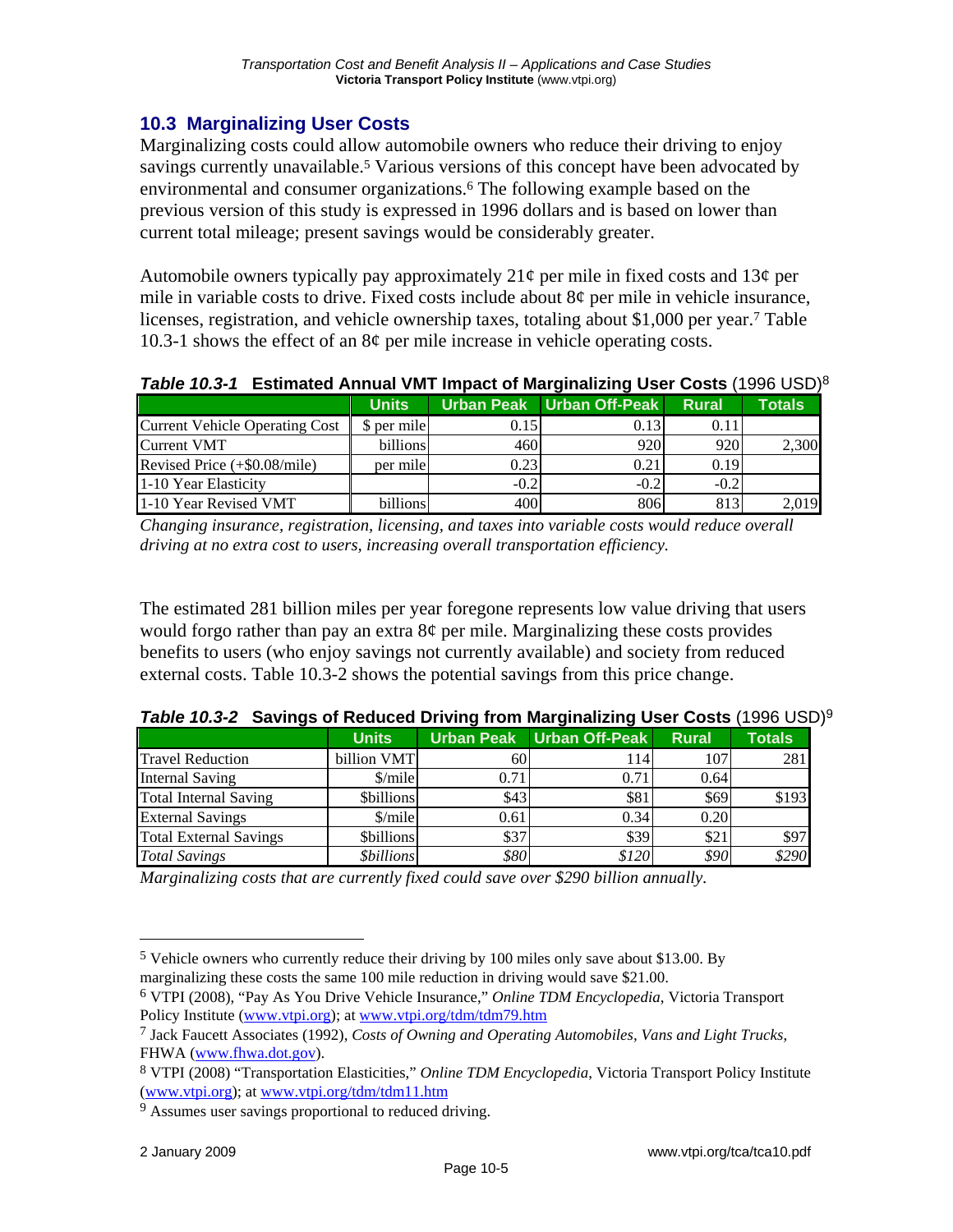## 10.3 Marginalizing User Costs

Marginalizing costs could allow automobile owners who reduce their driving to enjoy savings currently unavailable.[5] Various versions of this concept have been advocated by environmental and consumer organizations.[6] The following example based on the previous version of this study is expressed in 1996 dollars and is based on lower than current total mileage; present savings would be considerably greater.

Automobile owners typically pay approximately 21¢ per mile in fixed costs and 13¢ per mile in variable costs to drive. Fixed costs include about 8¢ per mile in vehicle insurance, licenses, registration, and vehicle ownership taxes, totaling about $1,000 per year.[7] Table 10.3-1 shows the effect of an 8¢ per mile increase in vehicle operating costs.

***Table 10.3-1*** **Estimated Annual VMT Impact of Marginalizing User Costs** (1996 USD)[8]

| | Units | Urban Peak | Urban Off-Peak | Rural | Totals |
|---|---|---|---|---|---|
| Current Vehicle Operating Cost | $ per mile | 0.15 | 0.13 | 0.11 | |
| Current VMT | billions | 460 | 920 | 920 | 2,300 |
| Revised Price (+$0.08/mile) | per mile | 0.23 | 0.21 | 0.19 | |
| 1-10 Year Elasticity | | -0.2 | -0.2 | -0.2 | |
| 1-10 Year Revised VMT | billions | 400 | 806 | 813 | 2,019 |

*Changing insurance, registration, licensing, and taxes into variable costs would reduce overall driving at no extra cost to users, increasing overall transportation efficiency.*

The estimated 281 billion miles per year foregone represents low value driving that users would forgo rather than pay an extra 8¢ per mile. Marginalizing these costs provides benefits to users (who enjoy savings not currently available) and society from reduced external costs. Table 10.3-2 shows the potential savings from this price change.

***Table 10.3-2*** **Savings of Reduced Driving from Marginalizing User Costs** (1996 USD)[9]

| | Units | Urban Peak | Urban Off-Peak | Rural | Totals |
|---|---|---|---|---|---|
| Travel Reduction | billion VMT | 60 | 114 | 107 | 281 |
| Internal Saving | $/mile | 0.71 | 0.71 | 0.64 | |
| Total Internal Saving | $billions | $43 | $81 | $69 | $193 |
| External Savings | $/mile | 0.61 | 0.34 | 0.20 | |
| Total External Savings | $billions | $37 | $39 | $21 | $97 |
| *Total Savings* | *$billions* | *$80* | *$120* | *$90* | *$290* |

*Marginalizing costs that are currently fixed could save over $290 billion annually.*

---

[5] Vehicle owners who currently reduce their driving by 100 miles only save about $13.00. By marginalizing these costs the same 100 mile reduction in driving would save $21.00.

[6] VTPI (2008), "Pay As You Drive Vehicle Insurance," *Online TDM Encyclopedia*, Victoria Transport Policy Institute (www.vtpi.org); at www.vtpi.org/tdm/tdm79.htm

[7] Jack Faucett Associates (1992), *Costs of Owning and Operating Automobiles, Vans and Light Trucks*, FHWA (www.fhwa.dot.gov).

[8] VTPI (2008) "Transportation Elasticities," *Online TDM Encyclopedia*, Victoria Transport Policy Institute (www.vtpi.org); at www.vtpi.org/tdm/tdm11.htm

[9] Assumes user savings proportional to reduced driving.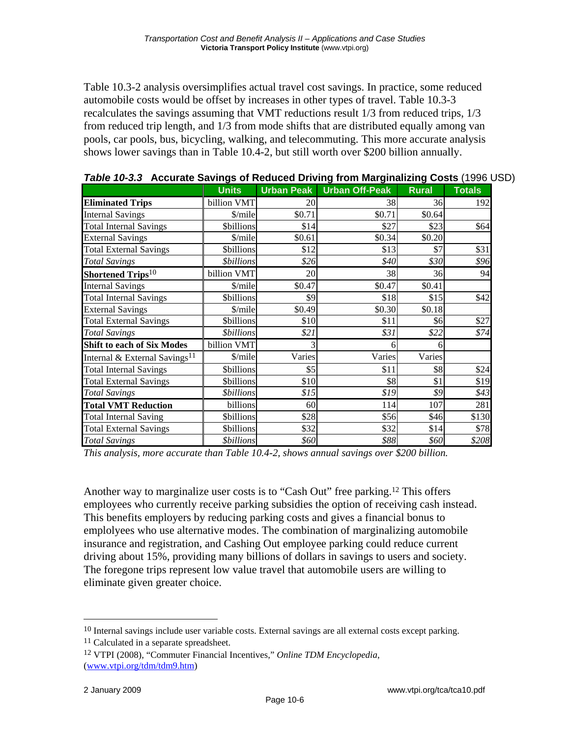Table 10.3-2 analysis oversimplifies actual travel cost savings. In practice, some reduced automobile costs would be offset by increases in other types of travel. Table 10.3-3 recalculates the savings assuming that VMT reductions result 1/3 from reduced trips, 1/3 from reduced trip length, and 1/3 from mode shifts that are distributed equally among van pools, car pools, bus, bicycling, walking, and telecommuting. This more accurate analysis shows lower savings than in Table 10.4-2, but still worth over $200 billion annually.

***Table 10-3.3*** **Accurate Savings of Reduced Driving from Marginalizing Costs** (1996 USD)

| | Units | Urban Peak | Urban Off-Peak | Rural | Totals |
|---|---|---|---|---|---|
| **Eliminated Trips** | billion VMT | 20 | 38 | 36 | 192 |
| Internal Savings | $/mile | $0.71 | $0.71 | $0.64 | |
| Total Internal Savings | $billions | $14 | $27 | $23 | $64 |
| External Savings | $/mile | $0.61 | $0.34 | $0.20 | |
| Total External Savings | $billions | $12 | $13 | $7 | $31 |
| *Total Savings* | *$billions* | *$26* | *$40* | *$30* | *$96* |
| **Shortened Trips**[10] | billion VMT | 20 | 38 | 36 | 94 |
| Internal Savings | $/mile | $0.47 | $0.47 | $0.41 | |
| Total Internal Savings | $billions | $9 | $18 | $15 | $42 |
| External Savings | $/mile | $0.49 | $0.30 | $0.18 | |
| Total External Savings | $billions | $10 | $11 | $6 | $27 |
| *Total Savings* | *$billions* | *$21* | *$31* | *$22* | *$74* |
| **Shift to each of Six Modes** | billion VMT | 3 | 6 | 6 | |
| Internal & External Savings[11] | $/mile | Varies | Varies | Varies | |
| Total Internal Savings | $billions | $5 | $11 | $8 | $24 |
| Total External Savings | $billions | $10 | $8 | $1 | $19 |
| *Total Savings* | *$billions* | *$15* | *$19* | *$9* | *$43* |
| **Total VMT Reduction** | billions | 60 | 114 | 107 | 281 |
| Total Internal Saving | $billions | $28 | $56 | $46 | $130 |
| Total External Savings | $billions | $32 | $32 | $14 | $78 |
| *Total Savings* | *$billions* | *$60* | *$88* | *$60* | *$208* |

*This analysis, more accurate than Table 10.4-2, shows annual savings over $200 billion.*

Another way to marginalize user costs is to "Cash Out" free parking.[12] This offers employees who currently receive parking subsidies the option of receiving cash instead. This benefits employers by reducing parking costs and gives a financial bonus to emplolyees who use alternative modes. The combination of marginalizing automobile insurance and registration, and Cashing Out employee parking could reduce current driving about 15%, providing many billions of dollars in savings to users and society. The foregone trips represent low value travel that automobile users are willing to eliminate given greater choice.

[10] Internal savings include user variable costs. External savings are all external costs except parking.

[11] Calculated in a separate spreadsheet.

[12] VTPI (2008), "Commuter Financial Incentives," *Online TDM Encyclopedia*, (www.vtpi.org/tdm/tdm9.htm)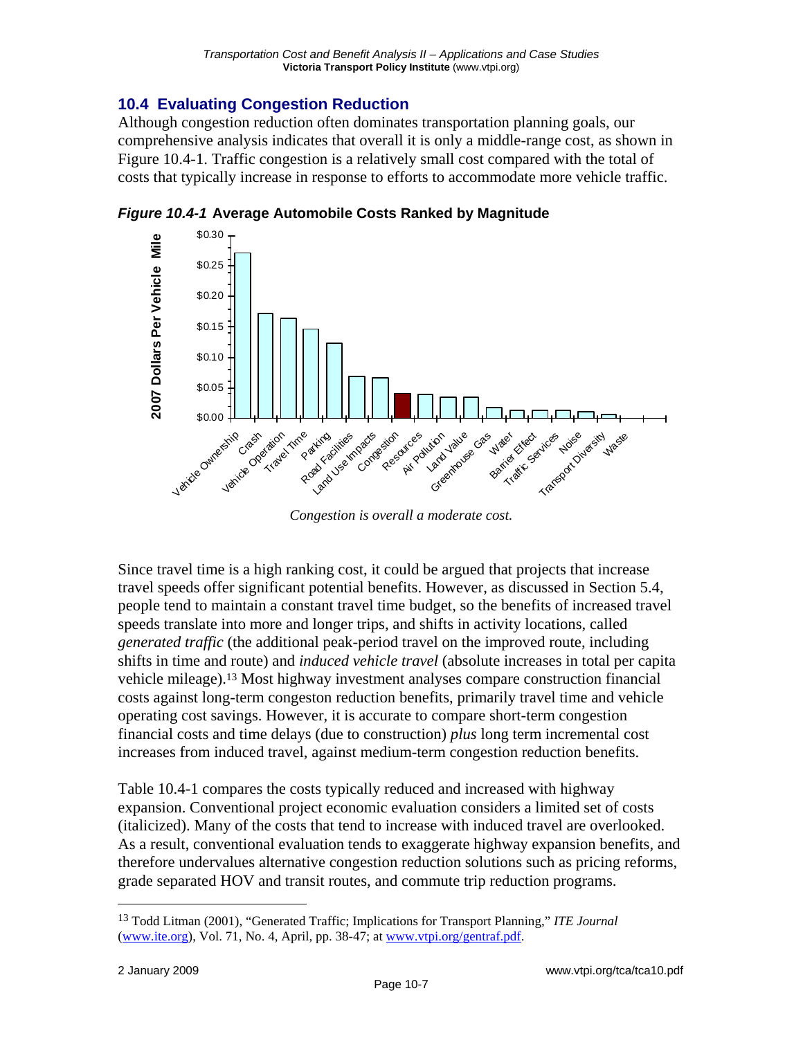## 10.4 Evaluating Congestion Reduction

Although congestion reduction often dominates transportation planning goals, our comprehensive analysis indicates that overall it is only a middle-range cost, as shown in Figure 10.4-1. Traffic congestion is a relatively small cost compared with the total of costs that typically increase in response to efforts to accommodate more vehicle traffic.

***Figure 10.4-1*** **Average Automobile Costs Ranked by Magnitude**

*Congestion is overall a moderate cost.*

Since travel time is a high ranking cost, it could be argued that projects that increase travel speeds offer significant potential benefits. However, as discussed in Section 5.4, people tend to maintain a constant travel time budget, so the benefits of increased travel speeds translate into more and longer trips, and shifts in activity locations, called *generated traffic* (the additional peak-period travel on the improved route, including shifts in time and route) and *induced vehicle travel* (absolute increases in total per capita vehicle mileage).[13] Most highway investment analyses compare construction financial costs against long-term congeston reduction benefits, primarily travel time and vehicle operating cost savings. However, it is accurate to compare short-term congestion financial costs and time delays (due to construction) *plus* long term incremental cost increases from induced travel, against medium-term congestion reduction benefits.

Table 10.4-1 compares the costs typically reduced and increased with highway expansion. Conventional project economic evaluation considers a limited set of costs (italicized). Many of the costs that tend to increase with induced travel are overlooked. As a result, conventional evaluation tends to exaggerate highway expansion benefits, and therefore undervalues alternative congestion reduction solutions such as pricing reforms, grade separated HOV and transit routes, and commute trip reduction programs.

---

[13] Todd Litman (2001), "Generated Traffic; Implications for Transport Planning," *ITE Journal* (www.ite.org), Vol. 71, No. 4, April, pp. 38-47; at www.vtpi.org/gentraf.pdf.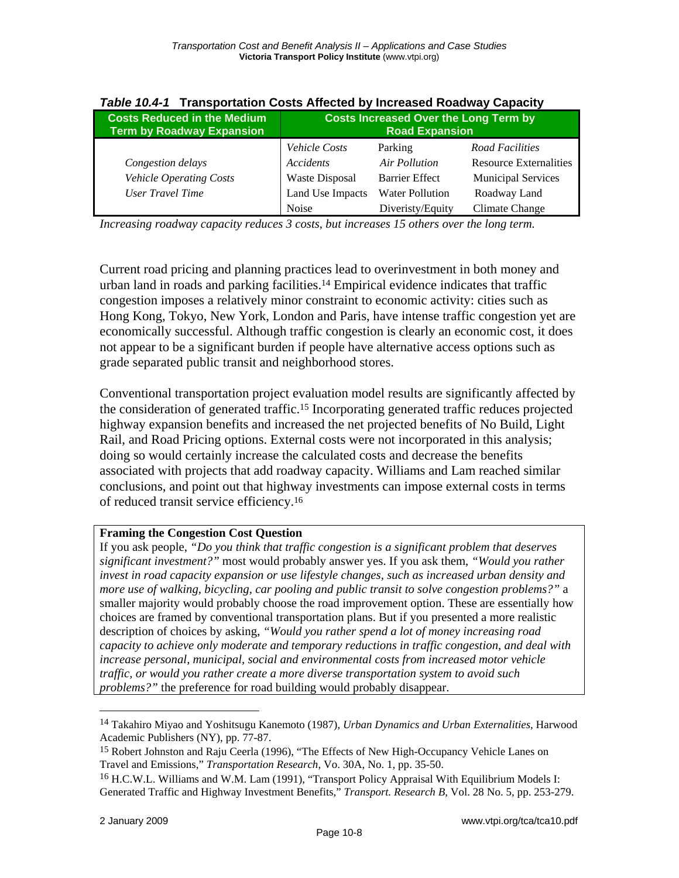***Table 10.4-1* Transportation Costs Affected by Increased Roadway Capacity**

| Costs Reduced in the Medium Term by Roadway Expansion | Costs Increased Over the Long Term by Road Expansion | | |
|---|---|---|---|
| | *Vehicle Costs* | Parking | *Road Facilities* |
| *Congestion delays* | *Accidents* | *Air Pollution* | Resource Externalities |
| *Vehicle Operating Costs* | Waste Disposal | Barrier Effect | Municipal Services |
| *User Travel Time* | Land Use Impacts | Water Pollution | Roadway Land |
| | Noise | Diveristy/Equity | Climate Change |

*Increasing roadway capacity reduces 3 costs, but increases 15 others over the long term.*

Current road pricing and planning practices lead to overinvestment in both money and urban land in roads and parking facilities.[14] Empirical evidence indicates that traffic congestion imposes a relatively minor constraint to economic activity: cities such as Hong Kong, Tokyo, New York, London and Paris, have intense traffic congestion yet are economically successful. Although traffic congestion is clearly an economic cost, it does not appear to be a significant burden if people have alternative access options such as grade separated public transit and neighborhood stores.

Conventional transportation project evaluation model results are significantly affected by the consideration of generated traffic.[15] Incorporating generated traffic reduces projected highway expansion benefits and increased the net projected benefits of No Build, Light Rail, and Road Pricing options. External costs were not incorporated in this analysis; doing so would certainly increase the calculated costs and decrease the benefits associated with projects that add roadway capacity. Williams and Lam reached similar conclusions, and point out that highway investments can impose external costs in terms of reduced transit service efficiency.[16]

**Framing the Congestion Cost Question**

If you ask people, *"Do you think that traffic congestion is a significant problem that deserves significant investment?"* most would probably answer yes. If you ask them, *"Would you rather invest in road capacity expansion or use lifestyle changes, such as increased urban density and more use of walking, bicycling, car pooling and public transit to solve congestion problems?"* a smaller majority would probably choose the road improvement option. These are essentially how choices are framed by conventional transportation plans. But if you presented a more realistic description of choices by asking, *"Would you rather spend a lot of money increasing road capacity to achieve only moderate and temporary reductions in traffic congestion, and deal with increase personal, municipal, social and environmental costs from increased motor vehicle traffic, or would you rather create a more diverse transportation system to avoid such problems?"* the preference for road building would probably disappear.

[14] Takahiro Miyao and Yoshitsugu Kanemoto (1987), *Urban Dynamics and Urban Externalities*, Harwood Academic Publishers (NY), pp. 77-87.

[15] Robert Johnston and Raju Ceerla (1996), "The Effects of New High-Occupancy Vehicle Lanes on Travel and Emissions," *Transportation Research*, Vo. 30A, No. 1, pp. 35-50.

[16] H.C.W.L. Williams and W.M. Lam (1991), "Transport Policy Appraisal With Equilibrium Models I: Generated Traffic and Highway Investment Benefits," *Transport. Research B*, Vol. 28 No. 5, pp. 253-279.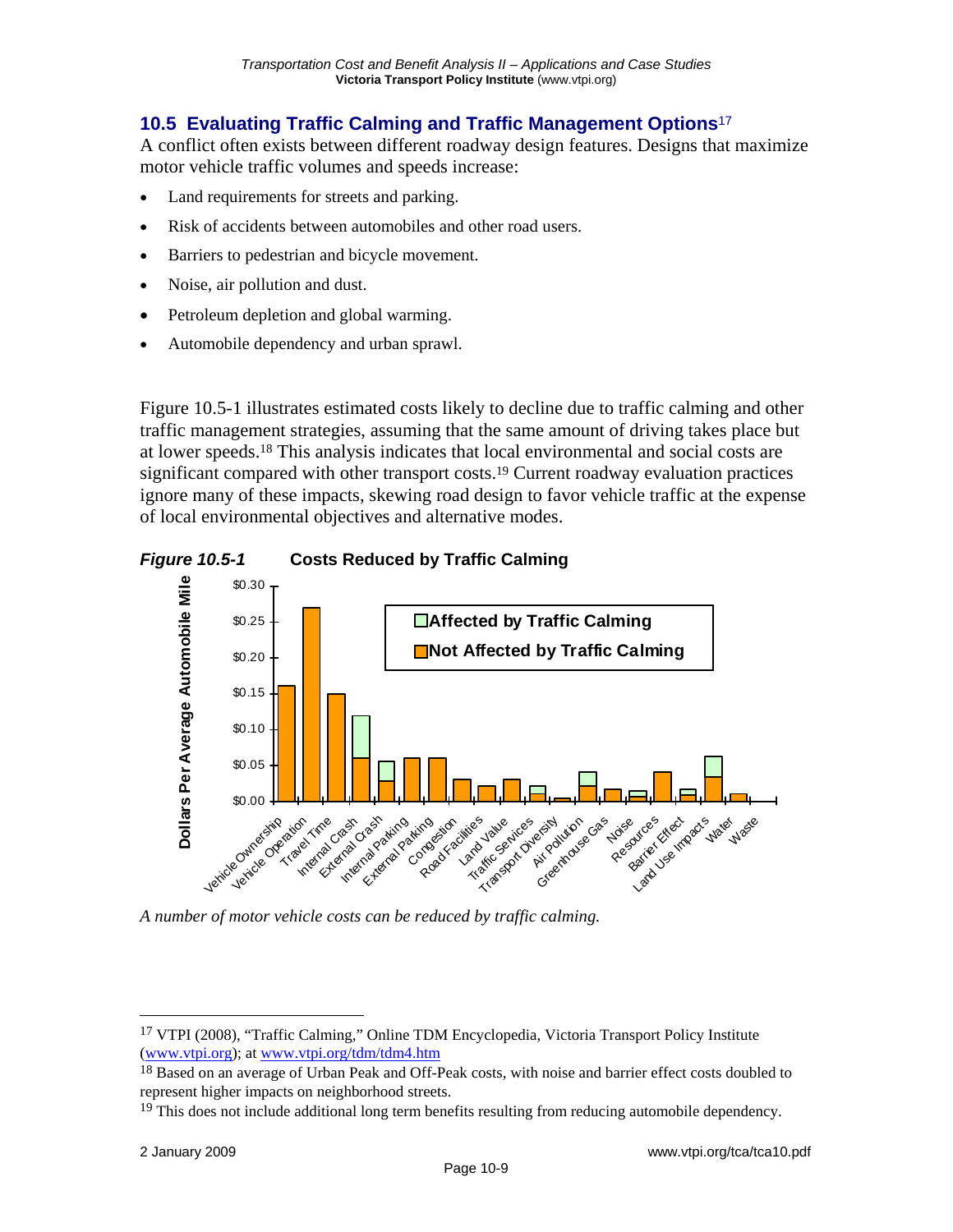## 10.5 Evaluating Traffic Calming and Traffic Management Options[17]

A conflict often exists between different roadway design features. Designs that maximize motor vehicle traffic volumes and speeds increase:

- Land requirements for streets and parking.
- Risk of accidents between automobiles and other road users.
- Barriers to pedestrian and bicycle movement.
- Noise, air pollution and dust.
- Petroleum depletion and global warming.
- Automobile dependency and urban sprawl.

Figure 10.5-1 illustrates estimated costs likely to decline due to traffic calming and other traffic management strategies, assuming that the same amount of driving takes place but at lower speeds.[18] This analysis indicates that local environmental and social costs are significant compared with other transport costs.[19] Current roadway evaluation practices ignore many of these impacts, skewing road design to favor vehicle traffic at the expense of local environmental objectives and alternative modes.

***Figure 10.5-1*** **Costs Reduced by Traffic Calming**

*A number of motor vehicle costs can be reduced by traffic calming.*

---

[17] VTPI (2008), "Traffic Calming," Online TDM Encyclopedia, Victoria Transport Policy Institute (www.vtpi.org); at www.vtpi.org/tdm/tdm4.htm

[18] Based on an average of Urban Peak and Off-Peak costs, with noise and barrier effect costs doubled to represent higher impacts on neighborhood streets.

[19] This does not include additional long term benefits resulting from reducing automobile dependency.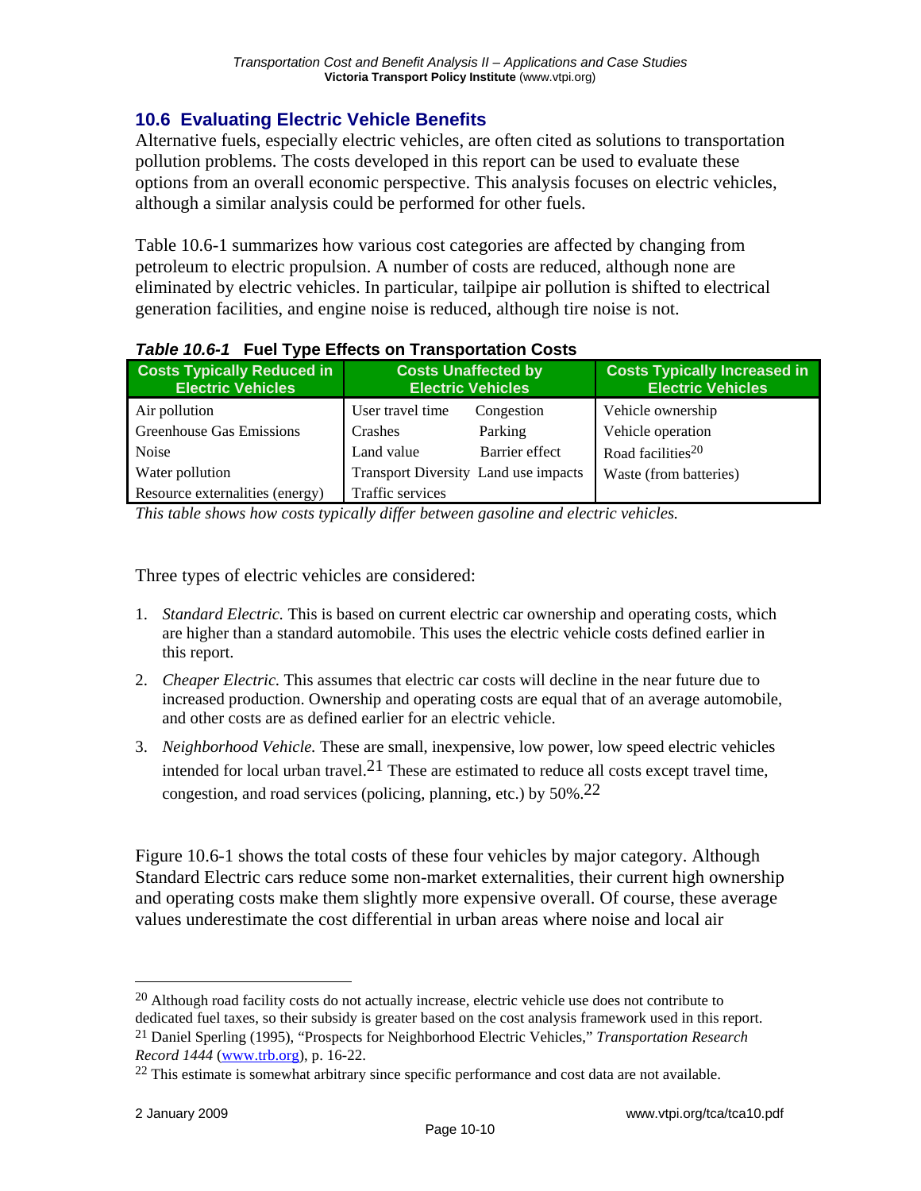## 10.6 Evaluating Electric Vehicle Benefits

Alternative fuels, especially electric vehicles, are often cited as solutions to transportation pollution problems. The costs developed in this report can be used to evaluate these options from an overall economic perspective. This analysis focuses on electric vehicles, although a similar analysis could be performed for other fuels.

Table 10.6-1 summarizes how various cost categories are affected by changing from petroleum to electric propulsion. A number of costs are reduced, although none are eliminated by electric vehicles. In particular, tailpipe air pollution is shifted to electrical generation facilities, and engine noise is reduced, although tire noise is not.

***Table 10.6-1*** **Fuel Type Effects on Transportation Costs**

| Costs Typically Reduced in Electric Vehicles | Costs Unaffected by Electric Vehicles | | Costs Typically Increased in Electric Vehicles |
|---|---|---|---|
| Air pollution | User travel time | Congestion | Vehicle ownership |
| Greenhouse Gas Emissions | Crashes | Parking | Vehicle operation |
| Noise | Land value | Barrier effect | Road facilities[20] |
| Water pollution | Transport Diversity | Land use impacts | Waste (from batteries) |
| Resource externalities (energy) | Traffic services | | |

*This table shows how costs typically differ between gasoline and electric vehicles.*

Three types of electric vehicles are considered:

1. *Standard Electric.* This is based on current electric car ownership and operating costs, which are higher than a standard automobile. This uses the electric vehicle costs defined earlier in this report.
2. *Cheaper Electric.* This assumes that electric car costs will decline in the near future due to increased production. Ownership and operating costs are equal that of an average automobile, and other costs are as defined earlier for an electric vehicle.
3. *Neighborhood Vehicle.* These are small, inexpensive, low power, low speed electric vehicles intended for local urban travel.[21] These are estimated to reduce all costs except travel time, congestion, and road services (policing, planning, etc.) by 50%.[22]

Figure 10.6-1 shows the total costs of these four vehicles by major category. Although Standard Electric cars reduce some non-market externalities, their current high ownership and operating costs make them slightly more expensive overall. Of course, these average values underestimate the cost differential in urban areas where noise and local air

---

[20] Although road facility costs do not actually increase, electric vehicle use does not contribute to dedicated fuel taxes, so their subsidy is greater based on the cost analysis framework used in this report.

[21] Daniel Sperling (1995), "Prospects for Neighborhood Electric Vehicles," *Transportation Research Record 1444* (www.trb.org), p. 16-22.

[22] This estimate is somewhat arbitrary since specific performance and cost data are not available.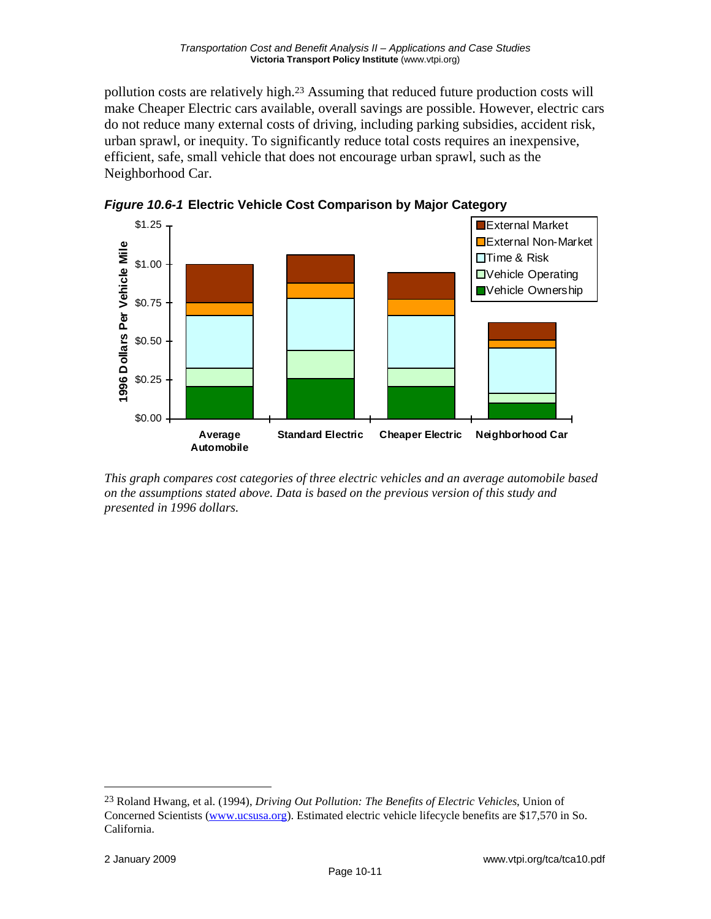pollution costs are relatively high.[23] Assuming that reduced future production costs will make Cheaper Electric cars available, overall savings are possible. However, electric cars do not reduce many external costs of driving, including parking subsidies, accident risk, urban sprawl, or inequity. To significantly reduce total costs requires an inexpensive, efficient, safe, small vehicle that does not encourage urban sprawl, such as the Neighborhood Car.

***Figure 10.6-1*** **Electric Vehicle Cost Comparison by Major Category**

1996 Dollars Per Vehicle Mile

$1.25
$1.00
$0.75
$0.50
$0.25
$0.00

Average Automobile
Standard Electric
Cheaper Electric
Neighborhood Car

External Market
External Non-Market
Time & Risk
Vehicle Operating
Vehicle Ownership

*This graph compares cost categories of three electric vehicles and an average automobile based on the assumptions stated above. Data is based on the previous version of this study and presented in 1996 dollars.*

---

[23] Roland Hwang, et al. (1994), *Driving Out Pollution: The Benefits of Electric Vehicles*, Union of Concerned Scientists (www.ucsusa.org). Estimated electric vehicle lifecycle benefits are $17,570 in So. California.